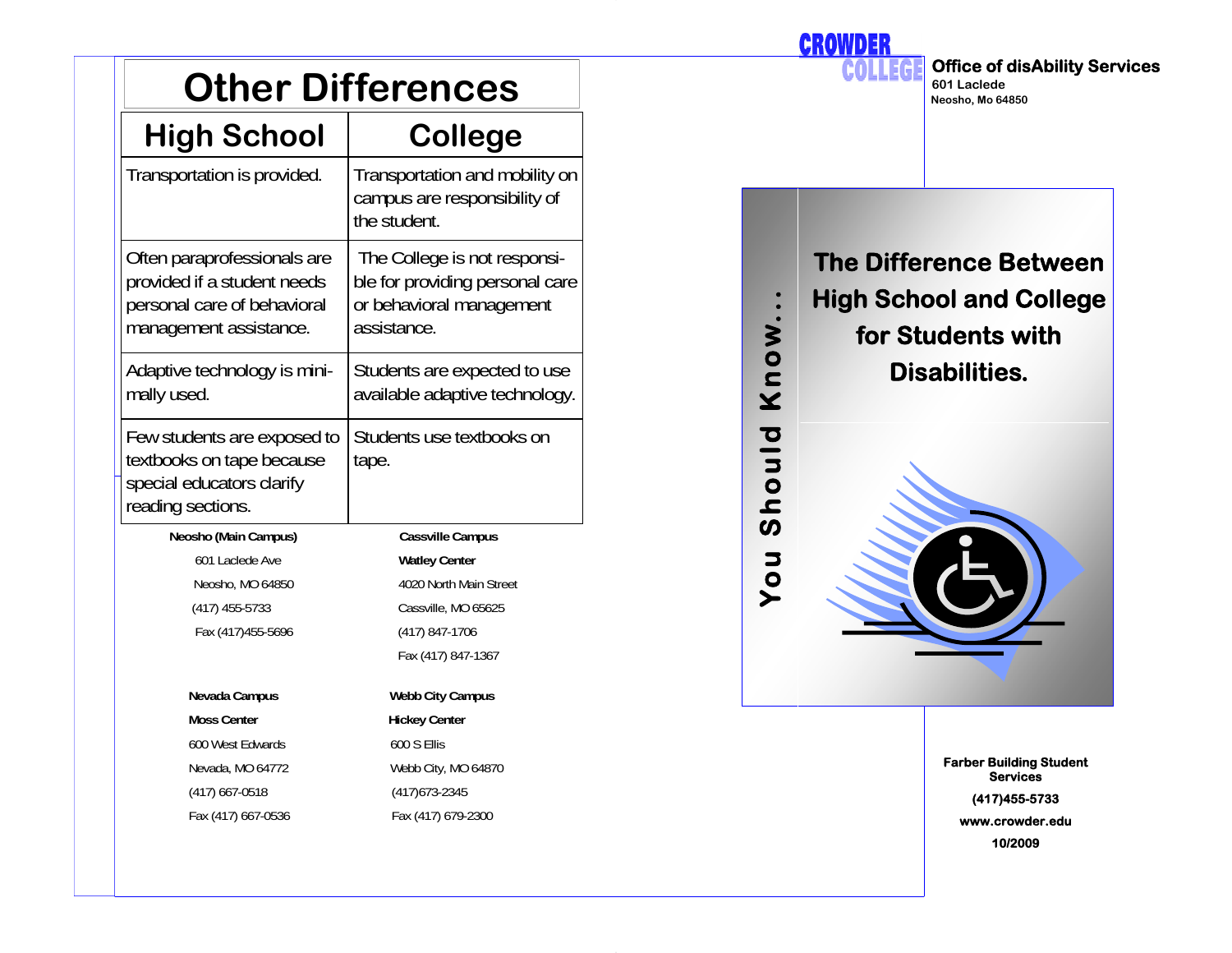# Other Differences

| High School | College |
| --- | --- |
| Transportation is provided. | Transportation and mobility on campus are responsibility of the student. |
| Often paraprofessionals are provided if a student needs personal care of behavioral management assistance. | The College is not responsible for providing personal care or behavioral management assistance. |
| Adaptive technology is minimally used. | Students are expected to use available adaptive technology. |
| Few students are exposed to textbooks on tape because special educators clarify reading sections. | Students use textbooks on tape. |

**Neosho (Main Campus)**
601 Laclede Ave
Neosho, MO 64850
(417) 455-5733
Fax (417)455-5696

**Cassville Campus**
**Watley Center**
4020 North Main Street
Cassville, MO 65625
(417) 847-1706
Fax (417) 847-1367

**Nevada Campus**
**Moss Center**
600 West Edwards
Nevada, MO 64772
(417) 667-0518
Fax (417) 667-0536

**Webb City Campus**
**Hickey Center**
600 S Ellis
Webb City, MO 64870
(417)673-2345
Fax (417) 679-2300

CROWDER COLLEGE

**Office of disAbility Services**
**601 Laclede**
**Neosho, Mo 64850**

**You Should Know...**

# The Difference Between High School and College for Students with Disabilities.

**Farber Building Student Services**
**(417)455-5733**
**www.crowder.edu**
**10/2009**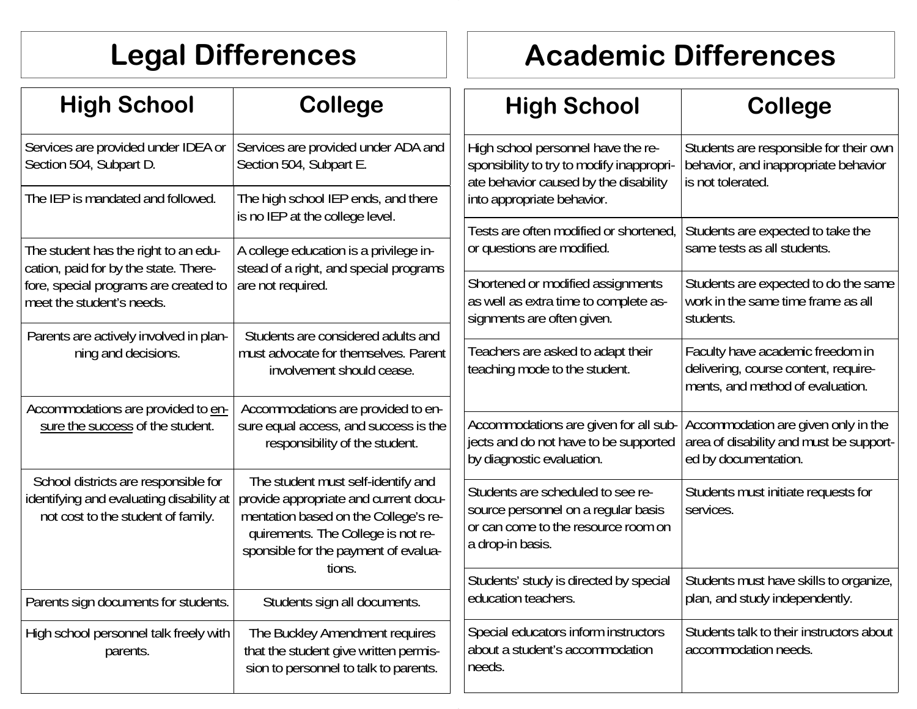## Legal Differences

| High School | College |
| --- | --- |
| Services are provided under IDEA or Section 504, Subpart D. | Services are provided under ADA and Section 504, Subpart E. |
| The IEP is mandated and followed. | The high school IEP ends, and there is no IEP at the college level. |
| The student has the right to an education, paid for by the state. Therefore, special programs are created to meet the student's needs. | A college education is a privilege instead of a right, and special programs are not required. |
| Parents are actively involved in planning and decisions. | Students are considered adults and must advocate for themselves. Parent involvement should cease. |
| Accommodations are provided to <u>ensure the success</u> of the student. | Accommodations are provided to ensure equal access, and success is the responsibility of the student. |
| School districts are responsible for identifying and evaluating disability at not cost to the student of family. | The student must self-identify and provide appropriate and current documentation based on the College's requirements. The College is not responsible for the payment of evaluations. |
| Parents sign documents for students. | Students sign all documents. |
| High school personnel talk freely with parents. | The Buckley Amendment requires that the student give written permission to personnel to talk to parents. |

## Academic Differences

| High School | College |
| --- | --- |
| High school personnel have the responsibility to try to modify inappropriate behavior caused by the disability into appropriate behavior. | Students are responsible for their own behavior, and inappropriate behavior is not tolerated. |
| Tests are often modified or shortened, or questions are modified. | Students are expected to take the same tests as all students. |
| Shortened or modified assignments as well as extra time to complete assignments are often given. | Students are expected to do the same work in the same time frame as all students. |
| Teachers are asked to adapt their teaching mode to the student. | Faculty have academic freedom in delivering, course content, requirements, and method of evaluation. |
| Accommodations are given for all subjects and do not have to be supported by diagnostic evaluation. | Accommodation are given only in the area of disability and must be supported by documentation. |
| Students are scheduled to see resource personnel on a regular basis or can come to the resource room on a drop-in basis. | Students must initiate requests for services. |
| Students' study is directed by special education teachers. | Students must have skills to organize, plan, and study independently. |
| Special educators inform instructors about a student's accommodation needs. | Students talk to their instructors about accommodation needs. |